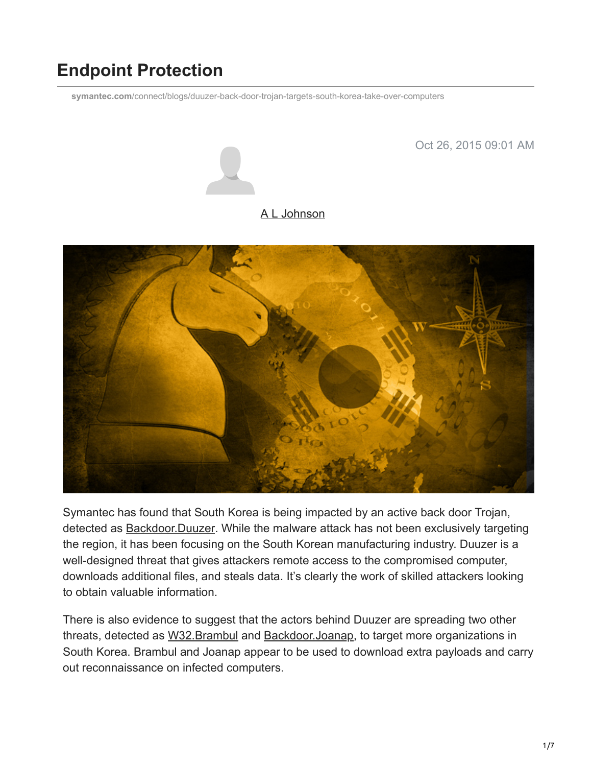# Endpoint Protection

symantec.com/connect/blogs/duuzer-back-door-trojan-targets-south-korea-take-over-computers

Oct 26, 2015 09:01 AM

A L Johnson

Symantec has found that South Korea is being impacted by an active back door Trojan, detected as Backdoor.Duuzer. While the malware attack has not been exclusively targeting the region, it has been focusing on the South Korean manufacturing industry. Duuzer is a well-designed threat that gives attackers remote access to the compromised computer, downloads additional files, and steals data. It's clearly the work of skilled attackers looking to obtain valuable information.

There is also evidence to suggest that the actors behind Duuzer are spreading two other threats, detected as W32.Brambul and Backdoor.Joanap, to target more organizations in South Korea. Brambul and Joanap appear to be used to download extra payloads and carry out reconnaissance on infected computers.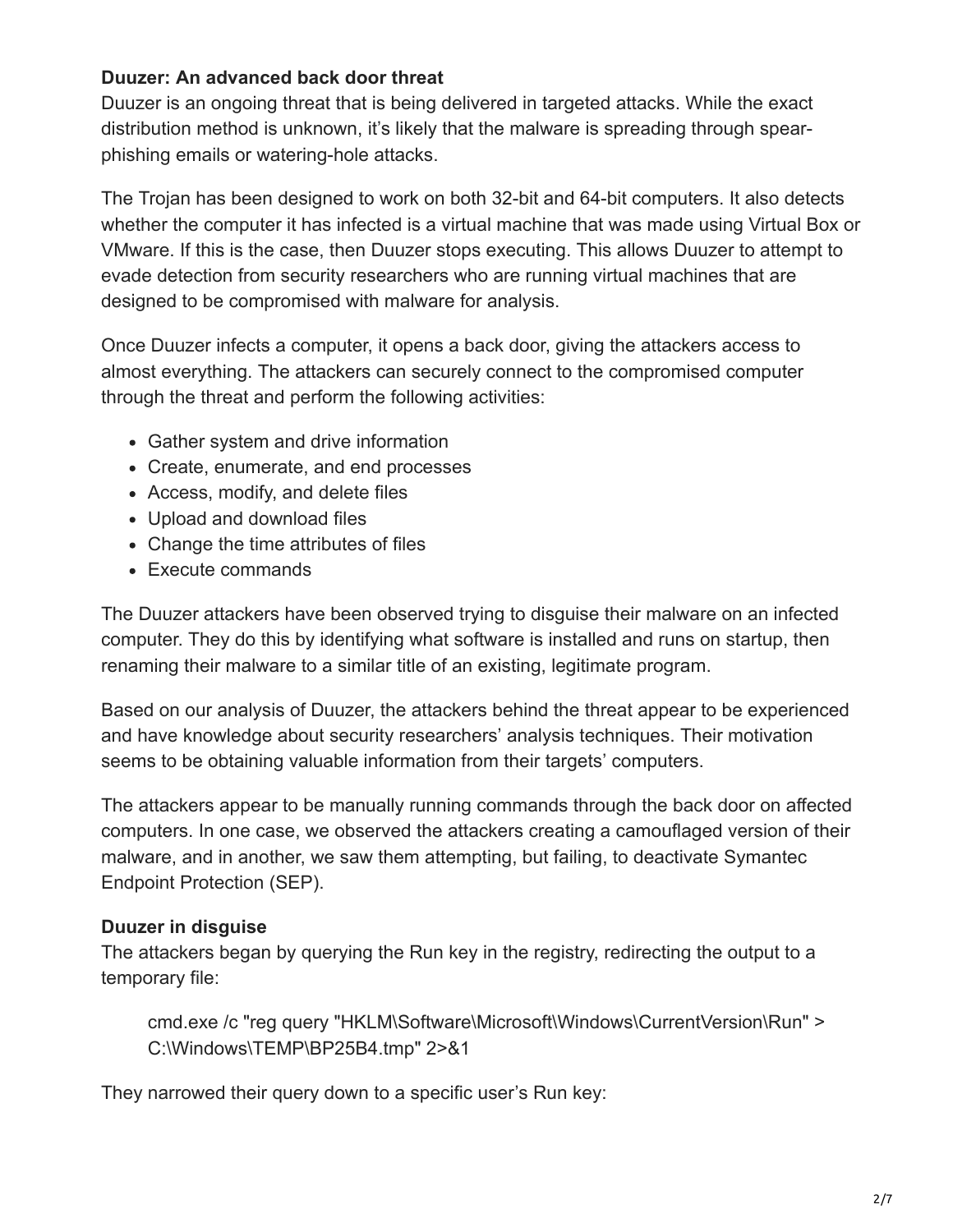**Duuzer: An advanced back door threat**

Duuzer is an ongoing threat that is being delivered in targeted attacks. While the exact distribution method is unknown, it's likely that the malware is spreading through spear-phishing emails or watering-hole attacks.

The Trojan has been designed to work on both 32-bit and 64-bit computers. It also detects whether the computer it has infected is a virtual machine that was made using Virtual Box or VMware. If this is the case, then Duuzer stops executing. This allows Duuzer to attempt to evade detection from security researchers who are running virtual machines that are designed to be compromised with malware for analysis.

Once Duuzer infects a computer, it opens a back door, giving the attackers access to almost everything. The attackers can securely connect to the compromised computer through the threat and perform the following activities:

- Gather system and drive information
- Create, enumerate, and end processes
- Access, modify, and delete files
- Upload and download files
- Change the time attributes of files
- Execute commands

The Duuzer attackers have been observed trying to disguise their malware on an infected computer. They do this by identifying what software is installed and runs on startup, then renaming their malware to a similar title of an existing, legitimate program.

Based on our analysis of Duuzer, the attackers behind the threat appear to be experienced and have knowledge about security researchers' analysis techniques. Their motivation seems to be obtaining valuable information from their targets' computers.

The attackers appear to be manually running commands through the back door on affected computers. In one case, we observed the attackers creating a camouflaged version of their malware, and in another, we saw them attempting, but failing, to deactivate Symantec Endpoint Protection (SEP).

**Duuzer in disguise**

The attackers began by querying the Run key in the registry, redirecting the output to a temporary file:

```
cmd.exe /c "reg query "HKLM\Software\Microsoft\Windows\CurrentVersion\Run" > C:\Windows\TEMP\BP25B4.tmp" 2>&1
```

They narrowed their query down to a specific user's Run key: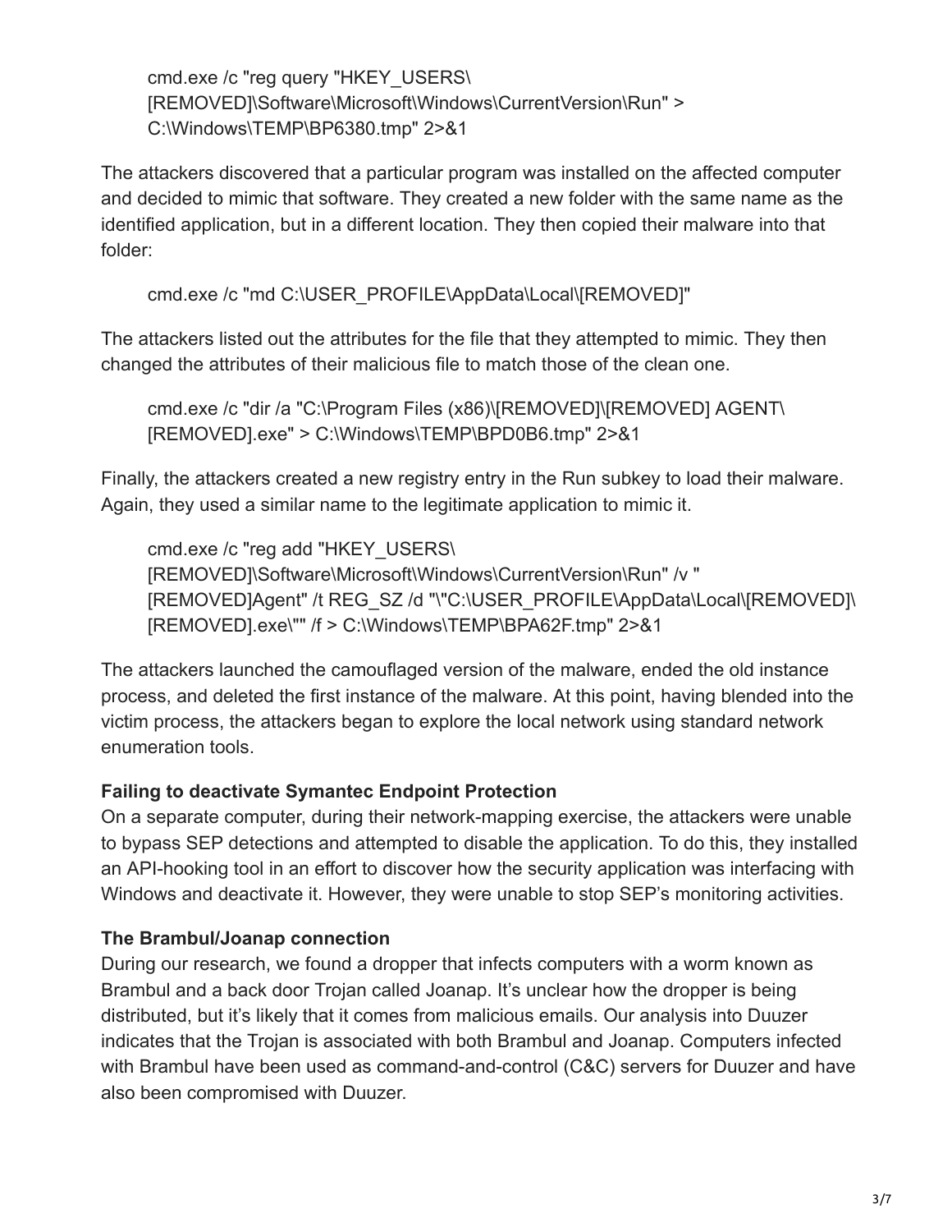```
cmd.exe /c "reg query "HKEY_USERS\[REMOVED]\Software\Microsoft\Windows\CurrentVersion\Run" > C:\Windows\TEMP\BP6380.tmp" 2>&1
```

The attackers discovered that a particular program was installed on the affected computer and decided to mimic that software. They created a new folder with the same name as the identified application, but in a different location. They then copied their malware into that folder:

```
cmd.exe /c "md C:\USER_PROFILE\AppData\Local\[REMOVED]"
```

The attackers listed out the attributes for the file that they attempted to mimic. They then changed the attributes of their malicious file to match those of the clean one.

```
cmd.exe /c "dir /a "C:\Program Files (x86)\[REMOVED]\[REMOVED] AGENT\[REMOVED].exe" > C:\Windows\TEMP\BPD0B6.tmp" 2>&1
```

Finally, the attackers created a new registry entry in the Run subkey to load their malware. Again, they used a similar name to the legitimate application to mimic it.

```
cmd.exe /c "reg add "HKEY_USERS\[REMOVED]\Software\Microsoft\Windows\CurrentVersion\Run" /v "[REMOVED]Agent" /t REG_SZ /d "\"C:\USER_PROFILE\AppData\Local\[REMOVED]\[REMOVED].exe\"" /f > C:\Windows\TEMP\BPA62F.tmp" 2>&1
```

The attackers launched the camouflaged version of the malware, ended the old instance process, and deleted the first instance of the malware. At this point, having blended into the victim process, the attackers began to explore the local network using standard network enumeration tools.

**Failing to deactivate Symantec Endpoint Protection**

On a separate computer, during their network-mapping exercise, the attackers were unable to bypass SEP detections and attempted to disable the application. To do this, they installed an API-hooking tool in an effort to discover how the security application was interfacing with Windows and deactivate it. However, they were unable to stop SEP's monitoring activities.

**The Brambul/Joanap connection**

During our research, we found a dropper that infects computers with a worm known as Brambul and a back door Trojan called Joanap. It's unclear how the dropper is being distributed, but it's likely that it comes from malicious emails. Our analysis into Duuzer indicates that the Trojan is associated with both Brambul and Joanap. Computers infected with Brambul have been used as command-and-control (C&C) servers for Duuzer and have also been compromised with Duuzer.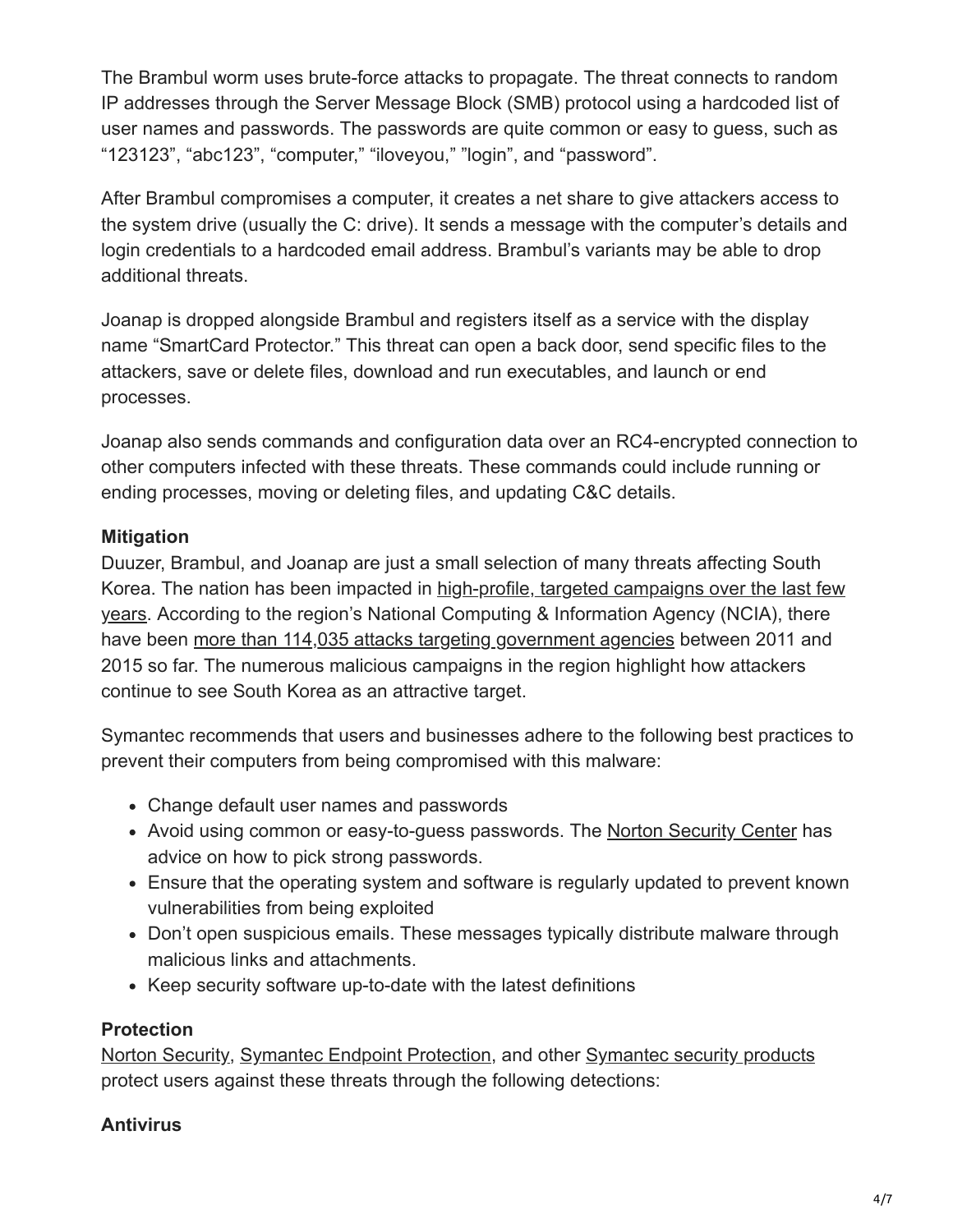The Brambul worm uses brute-force attacks to propagate. The threat connects to random IP addresses through the Server Message Block (SMB) protocol using a hardcoded list of user names and passwords. The passwords are quite common or easy to guess, such as "123123", "abc123", "computer," "iloveyou," "login", and "password".

After Brambul compromises a computer, it creates a net share to give attackers access to the system drive (usually the C: drive). It sends a message with the computer's details and login credentials to a hardcoded email address. Brambul's variants may be able to drop additional threats.

Joanap is dropped alongside Brambul and registers itself as a service with the display name "SmartCard Protector." This threat can open a back door, send specific files to the attackers, save or delete files, download and run executables, and launch or end processes.

Joanap also sends commands and configuration data over an RC4-encrypted connection to other computers infected with these threats. These commands could include running or ending processes, moving or deleting files, and updating C&C details.

**Mitigation**

Duuzer, Brambul, and Joanap are just a small selection of many threats affecting South Korea. The nation has been impacted in high-profile, targeted campaigns over the last few years. According to the region's National Computing & Information Agency (NCIA), there have been more than 114,035 attacks targeting government agencies between 2011 and 2015 so far. The numerous malicious campaigns in the region highlight how attackers continue to see South Korea as an attractive target.

Symantec recommends that users and businesses adhere to the following best practices to prevent their computers from being compromised with this malware:

- Change default user names and passwords
- Avoid using common or easy-to-guess passwords. The Norton Security Center has advice on how to pick strong passwords.
- Ensure that the operating system and software is regularly updated to prevent known vulnerabilities from being exploited
- Don't open suspicious emails. These messages typically distribute malware through malicious links and attachments.
- Keep security software up-to-date with the latest definitions

**Protection**

Norton Security, Symantec Endpoint Protection, and other Symantec security products protect users against these threats through the following detections:

**Antivirus**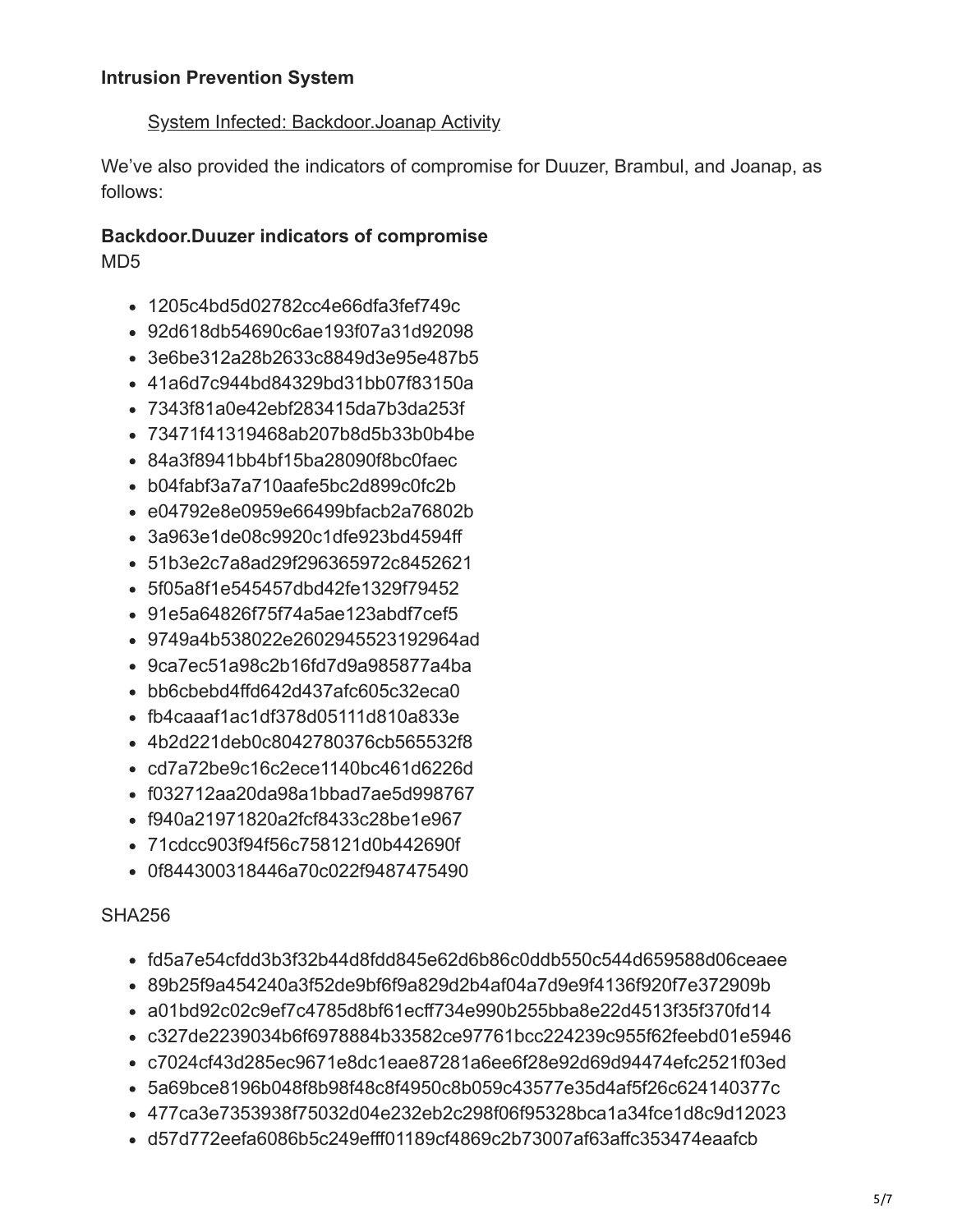### Intrusion Prevention System

- System Infected: Backdoor.Joanap Activity

We've also provided the indicators of compromise for Duuzer, Brambul, and Joanap, as follows:

### Backdoor.Duuzer indicators of compromise

MD5

- 1205c4bd5d02782cc4e66dfa3fef749c
- 92d618db54690c6ae193f07a31d92098
- 3e6be312a28b2633c8849d3e95e487b5
- 41a6d7c944bd84329bd31bb07f83150a
- 7343f81a0e42ebf283415da7b3da253f
- 73471f41319468ab207b8d5b33b0b4be
- 84a3f8941bb4bf15ba28090f8bc0faec
- b04fabf3a7a710aafe5bc2d899c0fc2b
- e04792e8e0959e66499bfacb2a76802b
- 3a963e1de08c9920c1dfe923bd4594ff
- 51b3e2c7a8ad29f296365972c8452621
- 5f05a8f1e545457dbd42fe1329f79452
- 91e5a64826f75f74a5ae123abdf7cef5
- 9749a4b538022e2602945523192964ad
- 9ca7ec51a98c2b16fd7d9a985877a4ba
- bb6cbebd4ffd642d437afc605c32eca0
- fb4caaaf1ac1df378d05111d810a833e
- 4b2d221deb0c8042780376cb565532f8
- cd7a72be9c16c2ece1140bc461d6226d
- f032712aa20da98a1bbad7ae5d998767
- f940a21971820a2fcf8433c28be1e967
- 71cdcc903f94f56c758121d0b442690f
- 0f844300318446a70c022f9487475490

SHA256

- fd5a7e54cfdd3b3f32b44d8fdd845e62d6b86c0ddb550c544d659588d06ceaee
- 89b25f9a454240a3f52de9bf6f9a829d2b4af04a7d9e9f4136f920f7e372909b
- a01bd92c02c9ef7c4785d8bf61ecff734e990b255bba8e22d4513f35f370fd14
- c327de2239034b6f6978884b33582ce97761bcc224239c955f62feebd01e5946
- c7024cf43d285ec9671e8dc1eae87281a6ee6f28e92d69d94474efc2521f03ed
- 5a69bce8196b048f8b98f48c8f4950c8b059c43577e35d4af5f26c624140377c
- 477ca3e7353938f75032d04e232eb2c298f06f95328bca1a34fce1d8c9d12023
- d57d772eefa6086b5c249efff01189cf4869c2b73007af63affc353474eaafcb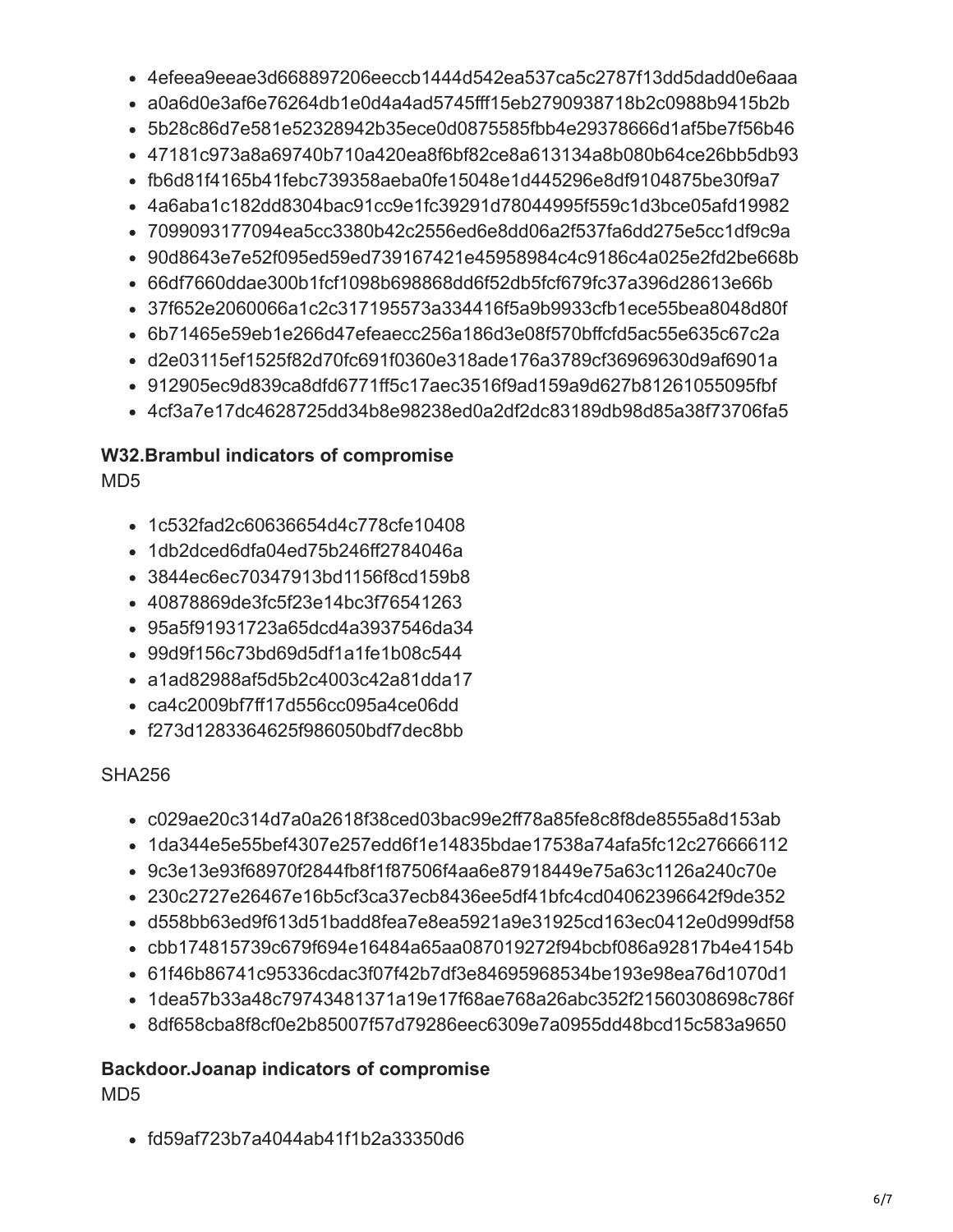- 4efeea9eeae3d668897206eeccb1444d542ea537ca5c2787f13dd5dadd0e6aaa
- a0a6d0e3af6e76264db1e0d4a4ad5745fff15eb2790938718b2c0988b9415b2b
- 5b28c86d7e581e52328942b35ece0d0875585fbb4e29378666d1af5be7f56b46
- 47181c973a8a69740b710a420ea8f6bf82ce8a613134a8b080b64ce26bb5db93
- fb6d81f4165b41febc739358aeba0fe15048e1d445296e8df9104875be30f9a7
- 4a6aba1c182dd8304bac91cc9e1fc39291d78044995f559c1d3bce05afd19982
- 7099093177094ea5cc3380b42c2556ed6e8dd06a2f537fa6dd275e5cc1df9c9a
- 90d8643e7e52f095ed59ed739167421e45958984c4c9186c4a025e2fd2be668b
- 66df7660ddae300b1fcf1098b698868dd6f52db5fcf679fc37a396d28613e66b
- 37f652e2060066a1c2c317195573a334416f5a9b9933cfb1ece55bea8048d80f
- 6b71465e59eb1e266d47efeaecc256a186d3e08f570bffcfd5ac55e635c67c2a
- d2e03115ef1525f82d70fc691f0360e318ade176a3789cf36969630d9af6901a
- 912905ec9d839ca8dfd6771ff5c17aec3516f9ad159a9d627b81261055095fbf
- 4cf3a7e17dc4628725dd34b8e98238ed0a2df2dc83189db98d85a38f73706fa5

**W32.Brambul indicators of compromise**

MD5

- 1c532fad2c60636654d4c778cfe10408
- 1db2dced6dfa04ed75b246ff2784046a
- 3844ec6ec70347913bd1156f8cd159b8
- 40878869de3fc5f23e14bc3f76541263
- 95a5f91931723a65dcd4a3937546da34
- 99d9f156c73bd69d5df1a1fe1b08c544
- a1ad82988af5d5b2c4003c42a81dda17
- ca4c2009bf7ff17d556cc095a4ce06dd
- f273d1283364625f986050bdf7dec8bb

SHA256

- c029ae20c314d7a0a2618f38ced03bac99e2ff78a85fe8c8f8de8555a8d153ab
- 1da344e5e55bef4307e257edd6f1e14835bdae17538a74afa5fc12c276666112
- 9c3e13e93f68970f2844fb8f1f87506f4aa6e87918449e75a63c1126a240c70e
- 230c2727e26467e16b5cf3ca37ecb8436ee5df41bfc4cd04062396642f9de352
- d558bb63ed9f613d51badd8fea7e8ea5921a9e31925cd163ec0412e0d999df58
- cbb174815739c679f694e16484a65aa087019272f94bcbf086a92817b4e4154b
- 61f46b86741c95336cdac3f07f42b7df3e84695968534be193e98ea76d1070d1
- 1dea57b33a48c79743481371a19e17f68ae768a26abc352f21560308698c786f
- 8df658cba8f8cf0e2b85007f57d79286eec6309e7a0955dd48bcd15c583a9650

**Backdoor.Joanap indicators of compromise**

MD5

- fd59af723b7a4044ab41f1b2a33350d6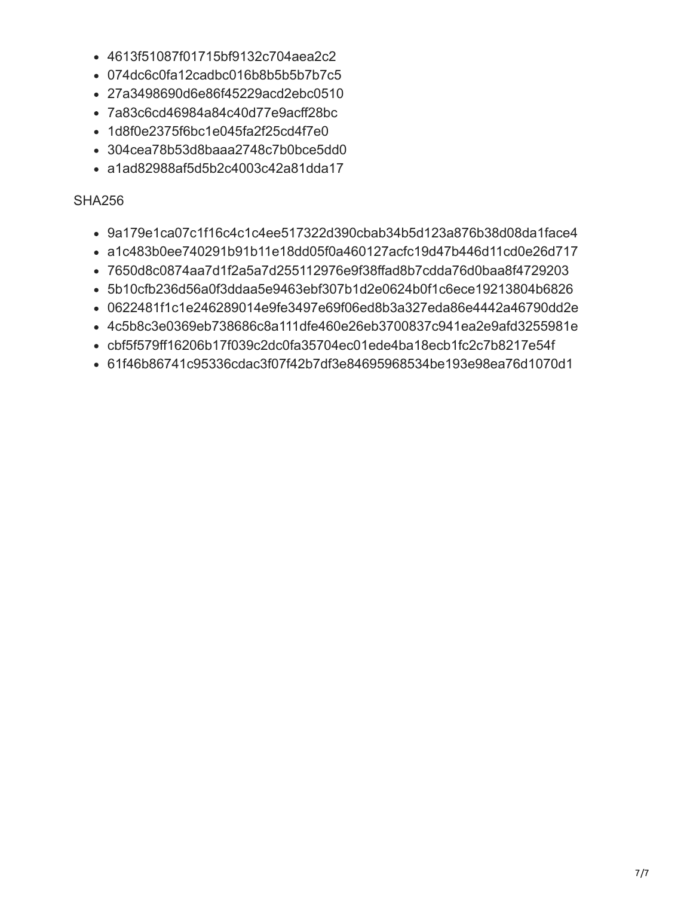- 4613f51087f01715bf9132c704aea2c2
- 074dc6c0fa12cadbc016b8b5b5b7b7c5
- 27a3498690d6e86f45229acd2ebc0510
- 7a83c6cd46984a84c40d77e9acff28bc
- 1d8f0e2375f6bc1e045fa2f25cd4f7e0
- 304cea78b53d8baaa2748c7b0bce5dd0
- a1ad82988af5d5b2c4003c42a81dda17

SHA256

- 9a179e1ca07c1f16c4c1c4ee517322d390cbab34b5d123a876b38d08da1face4
- a1c483b0ee740291b91b11e18dd05f0a460127acfc19d47b446d11cd0e26d717
- 7650d8c0874aa7d1f2a5a7d255112976e9f38ffad8b7cdda76d0baa8f4729203
- 5b10cfb236d56a0f3ddaa5e9463ebf307b1d2e0624b0f1c6ece19213804b6826
- 0622481f1c1e246289014e9fe3497e69f06ed8b3a327eda86e4442a46790dd2e
- 4c5b8c3e0369eb738686c8a111dfe460e26eb3700837c941ea2e9afd3255981e
- cbf5f579ff16206b17f039c2dc0fa35704ec01ede4ba18ecb1fc2c7b8217e54f
- 61f46b86741c95336cdac3f07f42b7df3e84695968534be193e98ea76d1070d1